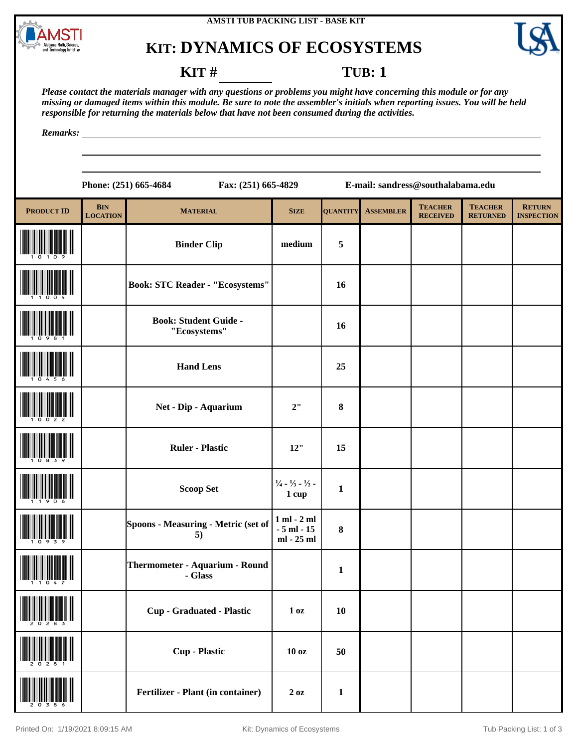AMSTI TUB PACKING LIST - BASE KIT

# KIT: DYNAMICS OF ECOSYSTEMS

**KIT #** ________ **TUB: 1**

*Please contact the materials manager with any questions or problems you might have concerning this module or for any missing or damaged items within this module. Be sure to note the assembler's initials when reporting issues. You will be held responsible for returning the materials below that have not been consumed during the activities.*

*Remarks:* ____________________________________________

**Phone: (251) 665-4684** **Fax: (251) 665-4829** **E-mail: sandress@southalabama.edu**

| PRODUCT ID | BIN LOCATION | MATERIAL | SIZE | QUANTITY | ASSEMBLER | TEACHER RECEIVED | TEACHER RETURNED | RETURN INSPECTION |
|---|---|---|---|---|---|---|---|---|
| 10109 | | Binder Clip | medium | 5 | | | | |
| 11004 | | Book: STC Reader - "Ecosystems" | | 16 | | | | |
| 10981 | | Book: Student Guide - "Ecosystems" | | 16 | | | | |
| 10456 | | Hand Lens | | 25 | | | | |
| 10022 | | Net - Dip - Aquarium | 2" | 8 | | | | |
| 10839 | | Ruler - Plastic | 12" | 15 | | | | |
| 11906 | | Scoop Set | ¼ - ⅓ - ½ - 1 cup | 1 | | | | |
| 10939 | | Spoons - Measuring - Metric (set of 5) | 1 ml - 2 ml - 5 ml - 15 ml - 25 ml | 8 | | | | |
| 11047 | | Thermometer - Aquarium - Round - Glass | | 1 | | | | |
| 20283 | | Cup - Graduated - Plastic | 1 oz | 10 | | | | |
| 20281 | | Cup - Plastic | 10 oz | 50 | | | | |
| 20386 | | Fertilizer - Plant (in container) | 2 oz | 1 | | | | |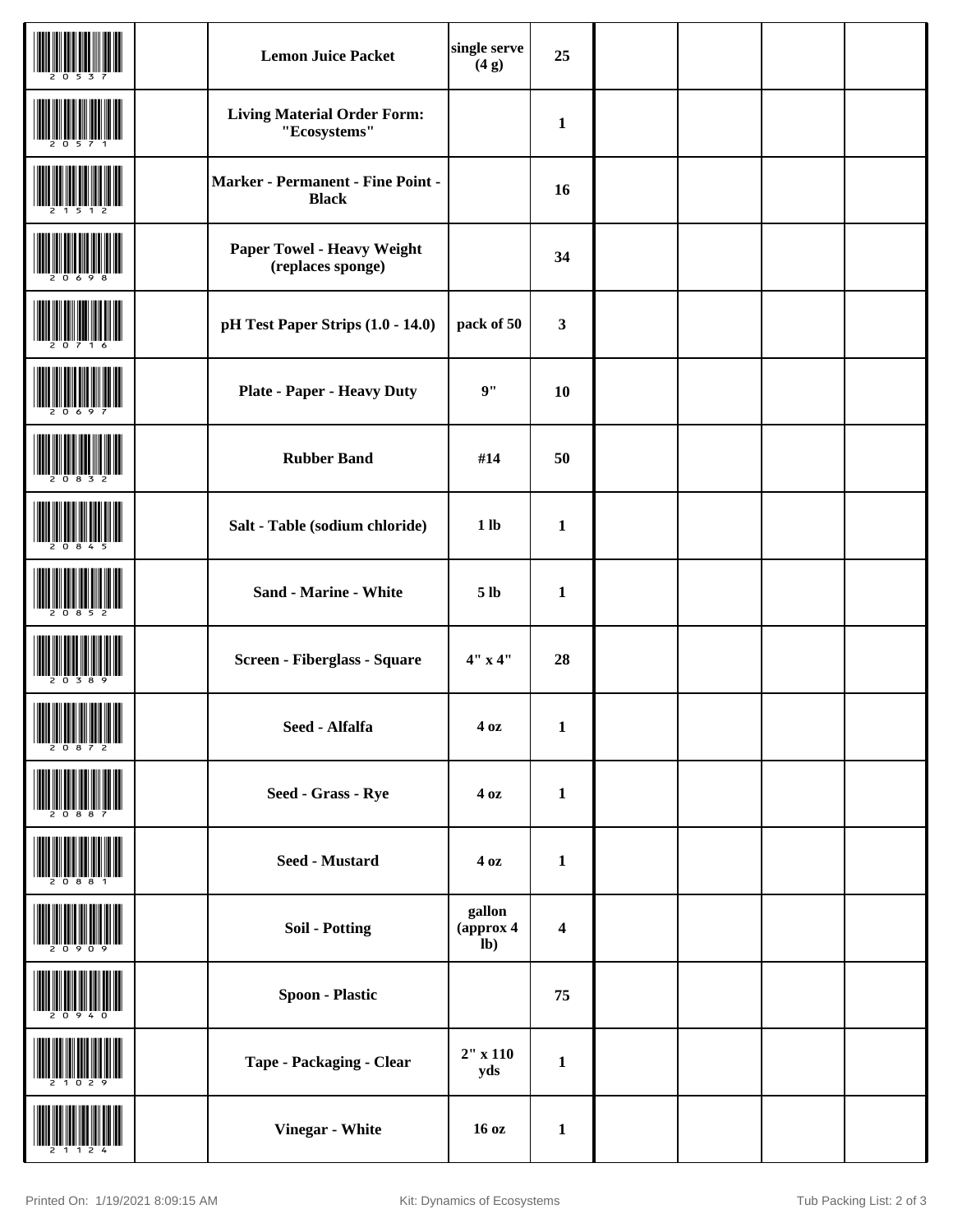| Barcode | | Item | Size | Qty | | | | |
|---|---|---|---|---|---|---|---|---|
| 20537 | | **Lemon Juice Packet** | **single serve (4 g)** | **25** | | | | |
| 20571 | | **Living Material Order Form: "Ecosystems"** | | **1** | | | | |
| 21512 | | **Marker - Permanent - Fine Point - Black** | | **16** | | | | |
| 20698 | | **Paper Towel - Heavy Weight (replaces sponge)** | | **34** | | | | |
| 20716 | | **pH Test Paper Strips (1.0 - 14.0)** | **pack of 50** | **3** | | | | |
| 20697 | | **Plate - Paper - Heavy Duty** | **9"** | **10** | | | | |
| 20832 | | **Rubber Band** | **#14** | **50** | | | | |
| 20845 | | **Salt - Table (sodium chloride)** | **1 lb** | **1** | | | | |
| 20852 | | **Sand - Marine - White** | **5 lb** | **1** | | | | |
| 20389 | | **Screen - Fiberglass - Square** | **4" x 4"** | **28** | | | | |
| 20872 | | **Seed - Alfalfa** | **4 oz** | **1** | | | | |
| 20887 | | **Seed - Grass - Rye** | **4 oz** | **1** | | | | |
| 20881 | | **Seed - Mustard** | **4 oz** | **1** | | | | |
| 20909 | | **Soil - Potting** | **gallon (approx 4 lb)** | **4** | | | | |
| 20940 | | **Spoon - Plastic** | | **75** | | | | |
| 21029 | | **Tape - Packaging - Clear** | **2" x 110 yds** | **1** | | | | |
| 21124 | | **Vinegar - White** | **16 oz** | **1** | | | | |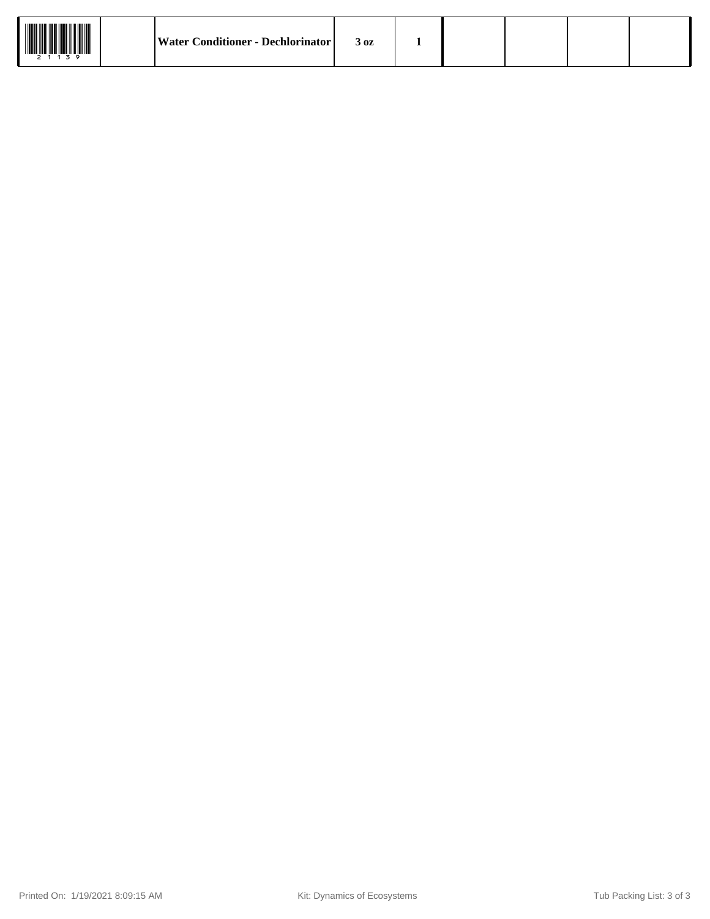| 21139 | | Water Conditioner - Dechlorinator | 3 oz | 1 | | | | |
|---|---|---|---|---|---|---|---|---|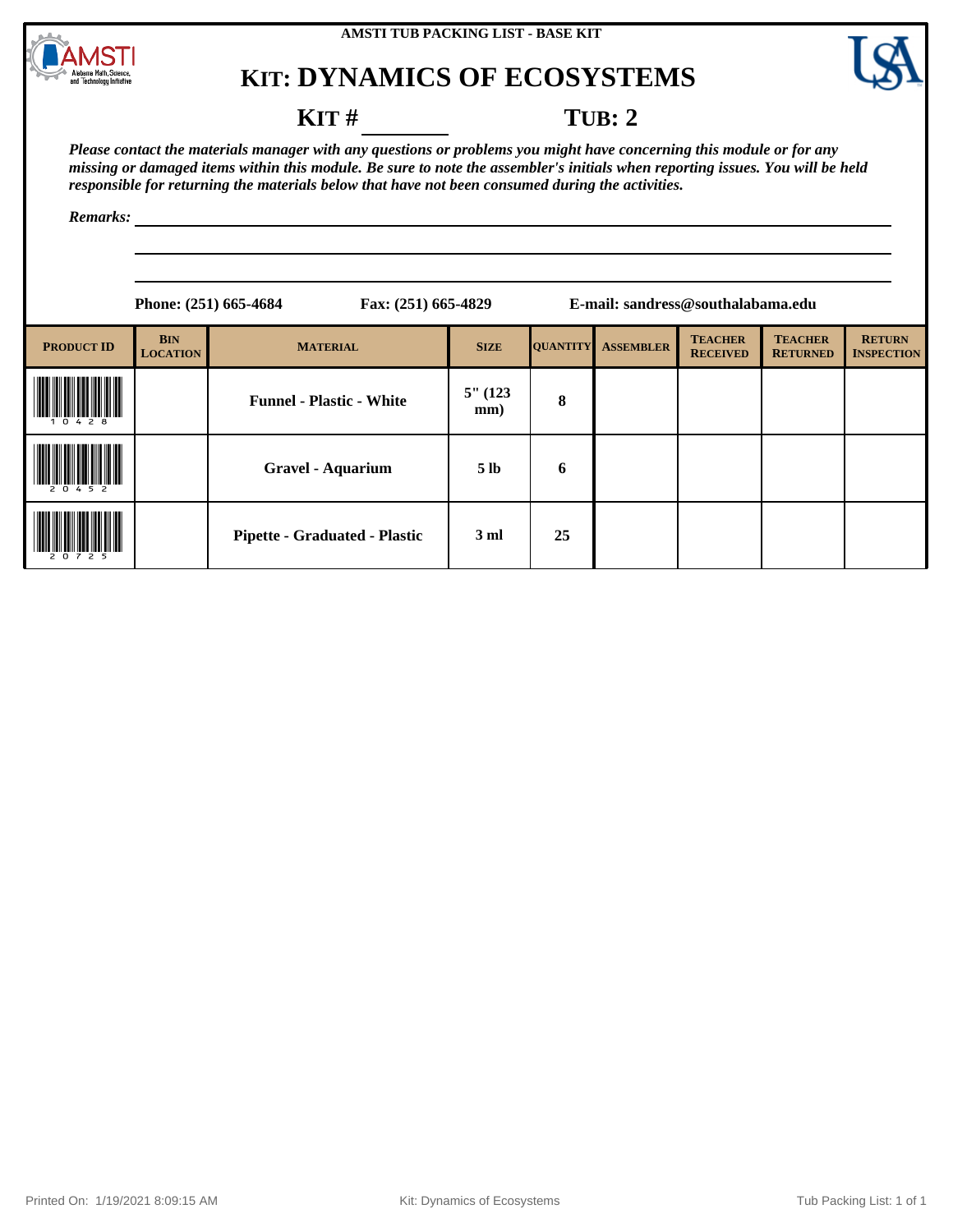AMSTI TUB PACKING LIST - BASE KIT

# KIT: DYNAMICS OF ECOSYSTEMS

**KIT # ________** **TUB: 2**

***Please contact the materials manager with any questions or problems you might have concerning this module or for any missing or damaged items within this module. Be sure to note the assembler's initials when reporting issues. You will be held responsible for returning the materials below that have not been consumed during the activities.***

***Remarks:*** ____________________

**Phone: (251) 665-4684** **Fax: (251) 665-4829** **E-mail: sandress@southalabama.edu**

| PRODUCT ID | BIN LOCATION | MATERIAL | SIZE | QUANTITY | ASSEMBLER | TEACHER RECEIVED | TEACHER RETURNED | RETURN INSPECTION |
|---|---|---|---|---|---|---|---|---|
| 10428 | | Funnel - Plastic - White | 5" (123 mm) | 8 | | | | |
| 20452 | | Gravel - Aquarium | 5 lb | 6 | | | | |
| 20725 | | Pipette - Graduated - Plastic | 3 ml | 25 | | | | |

Printed On: 1/19/2021 8:09:15 AM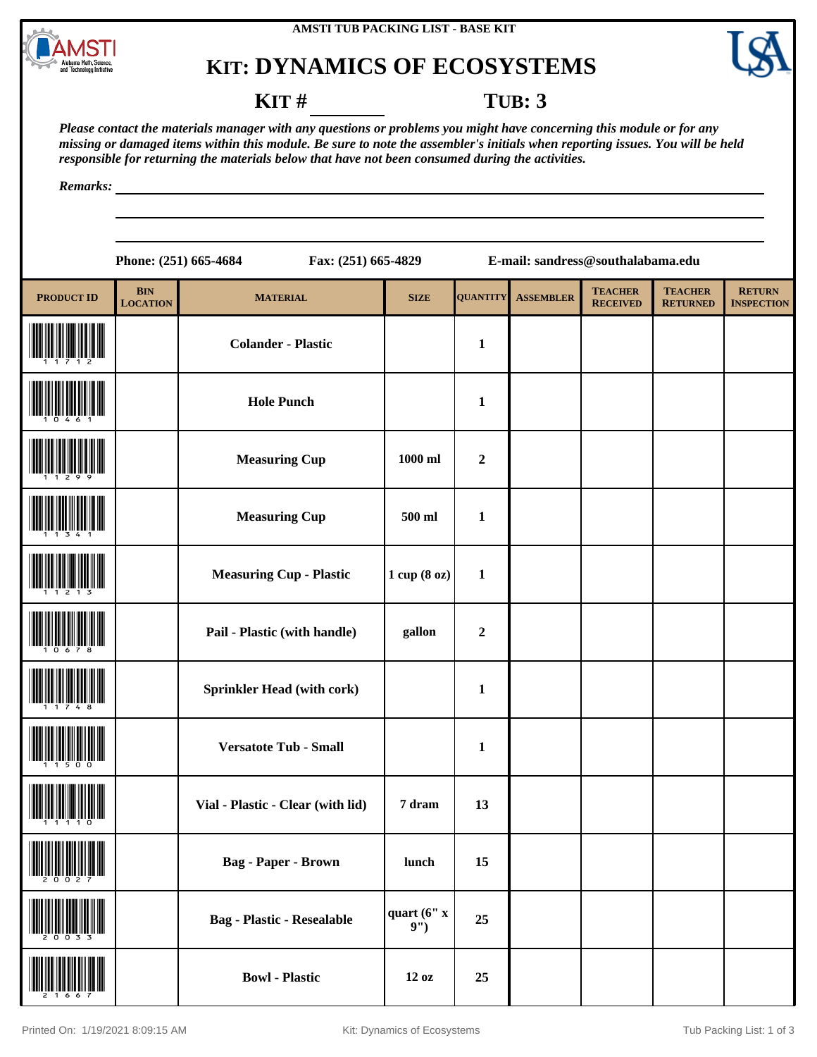AMSTI TUB PACKING LIST - BASE KIT

# KIT: DYNAMICS OF ECOSYSTEMS

**KIT #** ________ **TUB: 3**

*Please contact the materials manager with any questions or problems you might have concerning this module or for any missing or damaged items within this module. Be sure to note the assembler's initials when reporting issues. You will be held responsible for returning the materials below that have not been consumed during the activities.*

*Remarks:* ____________________________________________

**Phone: (251) 665-4684** **Fax: (251) 665-4829** **E-mail: sandress@southalabama.edu**

| PRODUCT ID | BIN LOCATION | MATERIAL | SIZE | QUANTITY | ASSEMBLER | TEACHER RECEIVED | TEACHER RETURNED | RETURN INSPECTION |
|---|---|---|---|---|---|---|---|---|
| 11712 | | Colander - Plastic | | 1 | | | | |
| 10461 | | Hole Punch | | 1 | | | | |
| 11299 | | Measuring Cup | 1000 ml | 2 | | | | |
| 11341 | | Measuring Cup | 500 ml | 1 | | | | |
| 11213 | | Measuring Cup - Plastic | 1 cup (8 oz) | 1 | | | | |
| 10678 | | Pail - Plastic (with handle) | gallon | 2 | | | | |
| 11748 | | Sprinkler Head (with cork) | | 1 | | | | |
| 11500 | | Versatote Tub - Small | | 1 | | | | |
| 11110 | | Vial - Plastic - Clear (with lid) | 7 dram | 13 | | | | |
| 20027 | | Bag - Paper - Brown | lunch | 15 | | | | |
| 20033 | | Bag - Plastic - Resealable | quart (6" x 9") | 25 | | | | |
| 21667 | | Bowl - Plastic | 12 oz | 25 | | | | |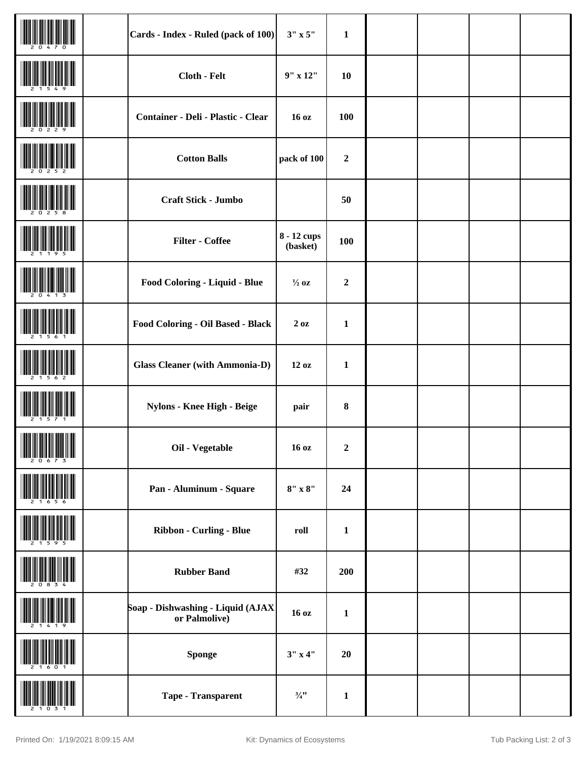| | | | | | | | | |
|---|---|---|---|---|---|---|---|---|
| 20470 | | Cards - Index - Ruled (pack of 100) | 3" x 5" | 1 | | | | |
| 21549 | | Cloth - Felt | 9" x 12" | 10 | | | | |
| 20229 | | Container - Deli - Plastic - Clear | 16 oz | 100 | | | | |
| 20252 | | Cotton Balls | pack of 100 | 2 | | | | |
| 20258 | | Craft Stick - Jumbo | | 50 | | | | |
| 21195 | | Filter - Coffee | 8 - 12 cups (basket) | 100 | | | | |
| 20413 | | Food Coloring - Liquid - Blue | ½ oz | 2 | | | | |
| 21561 | | Food Coloring - Oil Based - Black | 2 oz | 1 | | | | |
| 21562 | | Glass Cleaner (with Ammonia-D) | 12 oz | 1 | | | | |
| 21571 | | Nylons - Knee High - Beige | pair | 8 | | | | |
| 20673 | | Oil - Vegetable | 16 oz | 2 | | | | |
| 21656 | | Pan - Aluminum - Square | 8" x 8" | 24 | | | | |
| 21595 | | Ribbon - Curling - Blue | roll | 1 | | | | |
| 20834 | | Rubber Band | #32 | 200 | | | | |
| 21419 | | Soap - Dishwashing - Liquid (AJAX or Palmolive) | 16 oz | 1 | | | | |
| 21601 | | Sponge | 3" x 4" | 20 | | | | |
| 21031 | | Tape - Transparent | ¾" | 1 | | | | |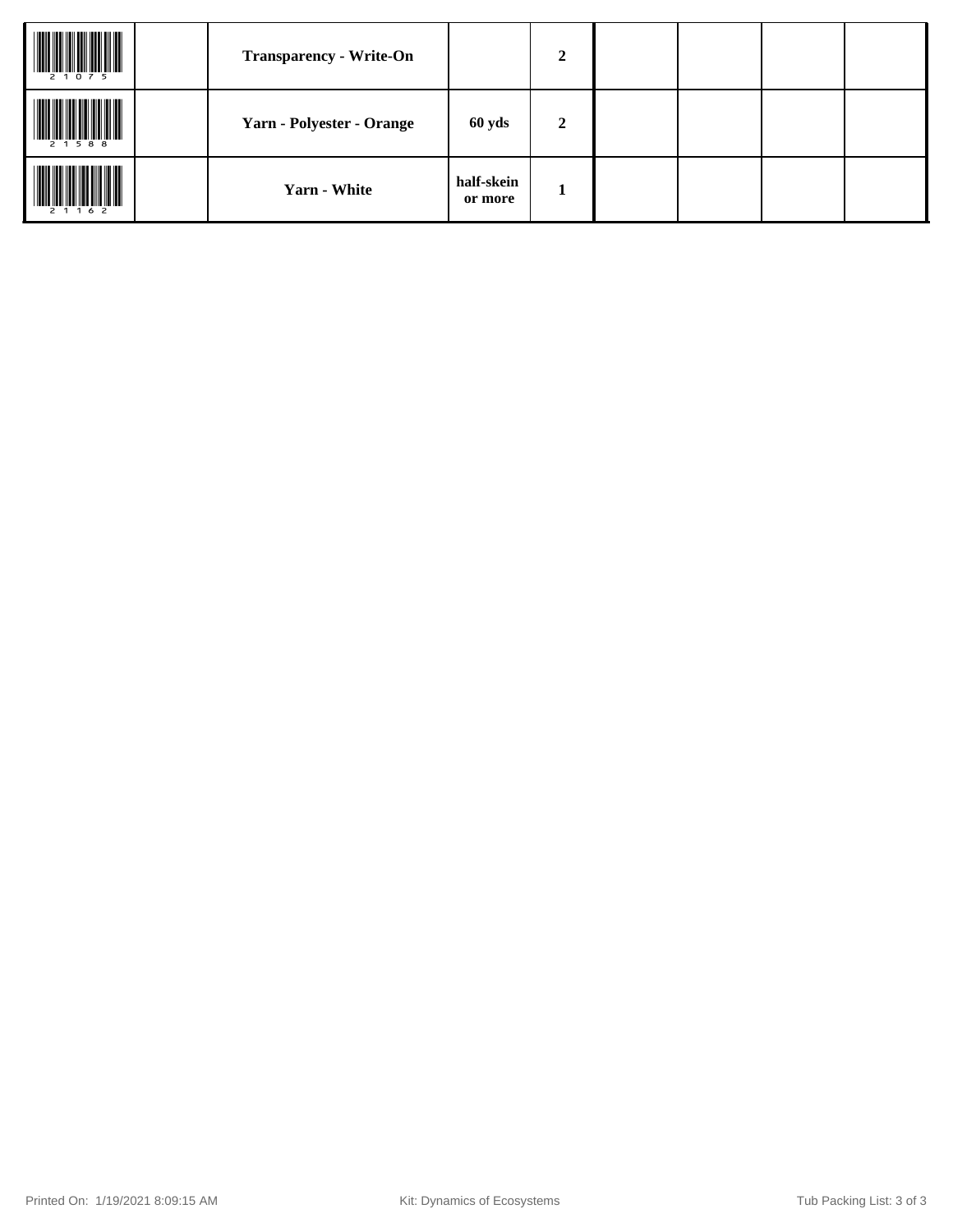| | | | | | | | | |
|---|---|---|---|---|---|---|---|---|
| 21075 | | Transparency - Write-On | | 2 | | | | |
| 21588 | | Yarn - Polyester - Orange | 60 yds | 2 | | | | |
| 21162 | | Yarn - White | half-skein or more | 1 | | | | |